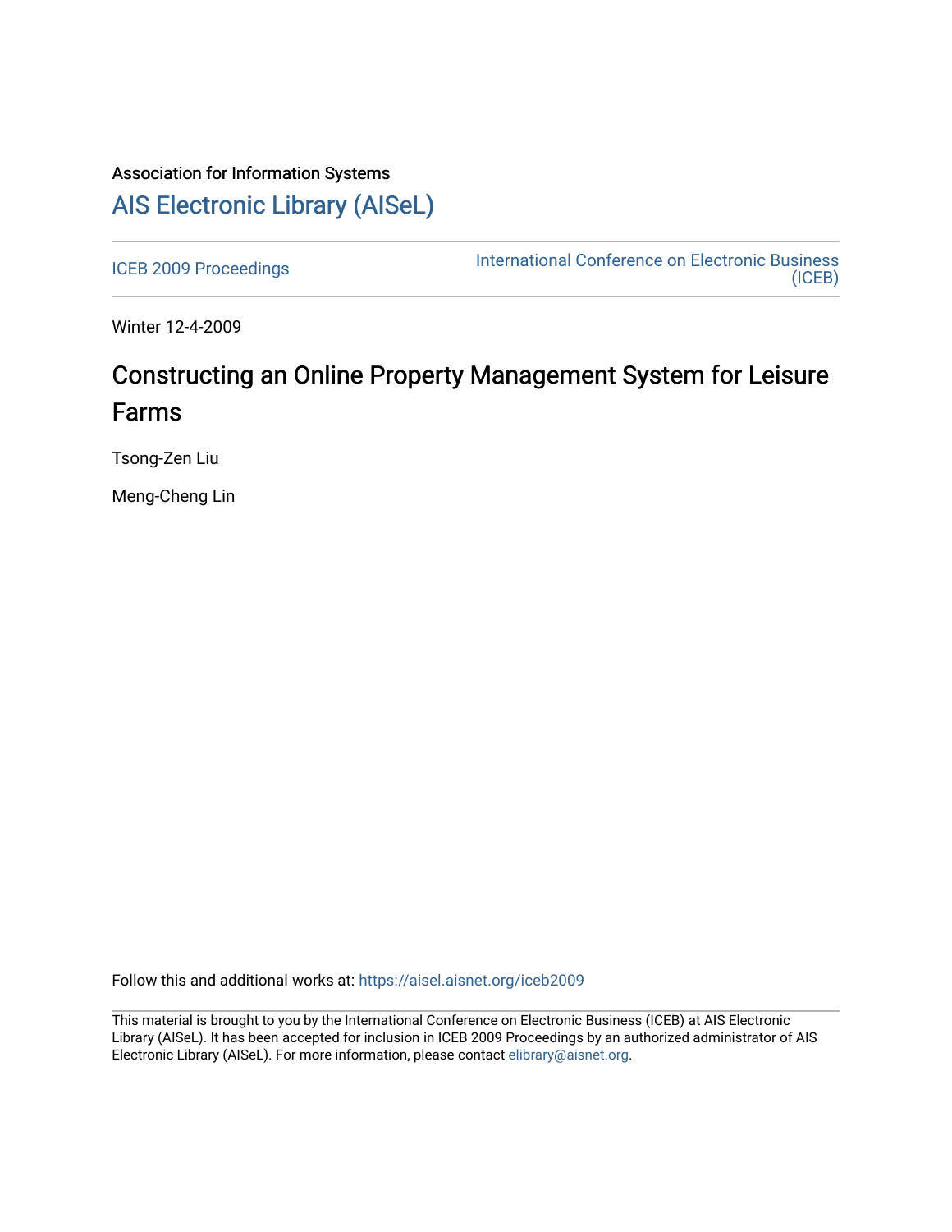Association for Information Systems

# AIS Electronic Library (AISeL)

ICEB 2009 Proceedings

International Conference on Electronic Business (ICEB)

Winter 12-4-2009

## Constructing an Online Property Management System for Leisure Farms

Tsong-Zen Liu

Meng-Cheng Lin

Follow this and additional works at: https://aisel.aisnet.org/iceb2009

This material is brought to you by the International Conference on Electronic Business (ICEB) at AIS Electronic Library (AISeL). It has been accepted for inclusion in ICEB 2009 Proceedings by an authorized administrator of AIS Electronic Library (AISeL). For more information, please contact elibrary@aisnet.org.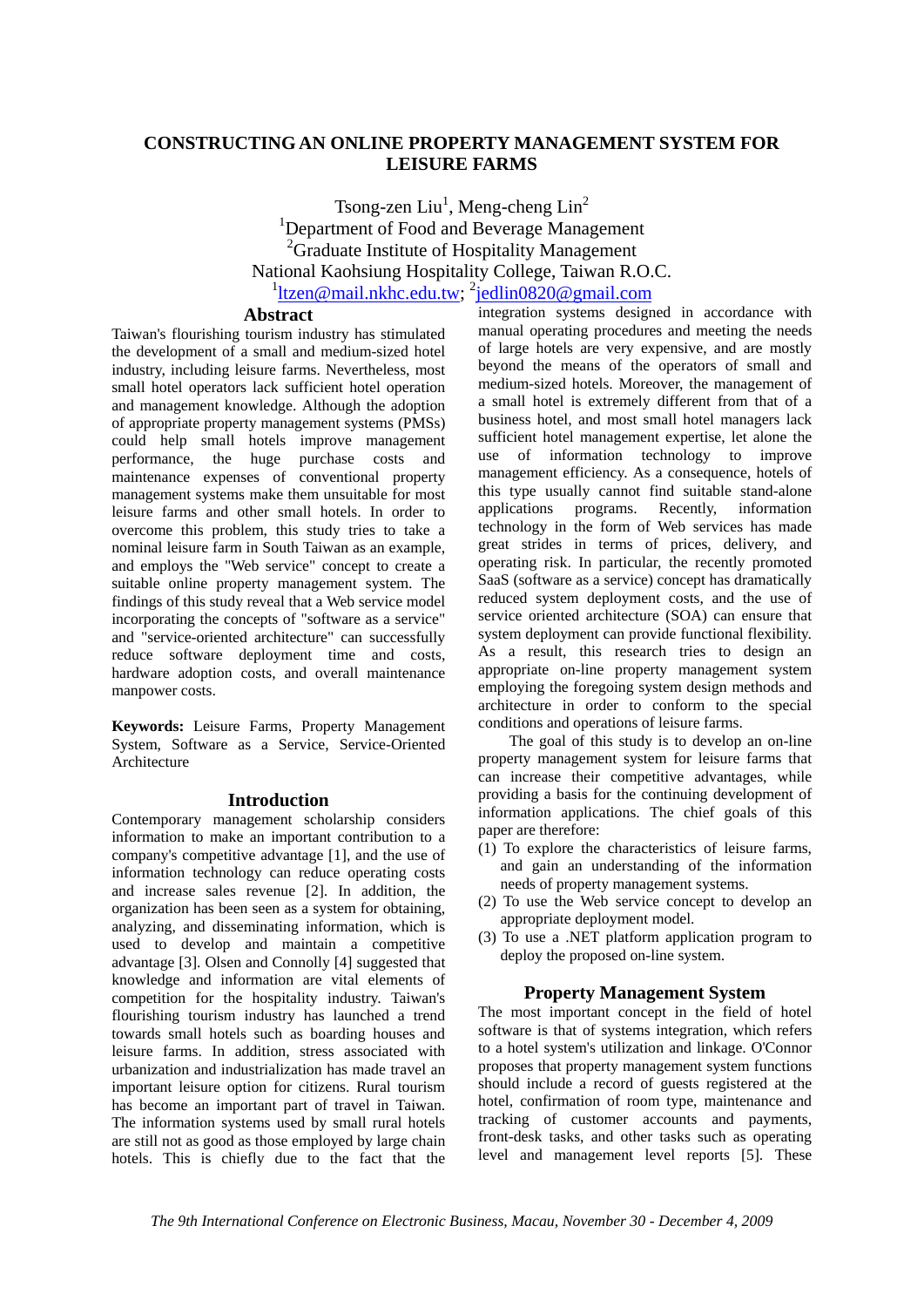# CONSTRUCTING AN ONLINE PROPERTY MANAGEMENT SYSTEM FOR LEISURE FARMS

Tsong-zen Liu[1], Meng-cheng Lin[2]
[1]Department of Food and Beverage Management
[2]Graduate Institute of Hospitality Management
National Kaohsiung Hospitality College, Taiwan R.O.C.
[1]ltzen@mail.nkhc.edu.tw; [2]jedlin0820@gmail.com

## Abstract

Taiwan's flourishing tourism industry has stimulated the development of a small and medium-sized hotel industry, including leisure farms. Nevertheless, most small hotel operators lack sufficient hotel operation and management knowledge. Although the adoption of appropriate property management systems (PMSs) could help small hotels improve management performance, the huge purchase costs and maintenance expenses of conventional property management systems make them unsuitable for most leisure farms and other small hotels. In order to overcome this problem, this study tries to take a nominal leisure farm in South Taiwan as an example, and employs the "Web service" concept to create a suitable online property management system. The findings of this study reveal that a Web service model incorporating the concepts of "software as a service" and "service-oriented architecture" can successfully reduce software deployment time and costs, hardware adoption costs, and overall maintenance manpower costs.

**Keywords:** Leisure Farms, Property Management System, Software as a Service, Service-Oriented Architecture

## Introduction

Contemporary management scholarship considers information to make an important contribution to a company's competitive advantage [1], and the use of information technology can reduce operating costs and increase sales revenue [2]. In addition, the organization has been seen as a system for obtaining, analyzing, and disseminating information, which is used to develop and maintain a competitive advantage [3]. Olsen and Connolly [4] suggested that knowledge and information are vital elements of competition for the hospitality industry. Taiwan's flourishing tourism industry has launched a trend towards small hotels such as boarding houses and leisure farms. In addition, stress associated with urbanization and industrialization has made travel an important leisure option for citizens. Rural tourism has become an important part of travel in Taiwan. The information systems used by small rural hotels are still not as good as those employed by large chain hotels. This is chiefly due to the fact that the integration systems designed in accordance with manual operating procedures and meeting the needs of large hotels are very expensive, and are mostly beyond the means of the operators of small and medium-sized hotels. Moreover, the management of a small hotel is extremely different from that of a business hotel, and most small hotel managers lack sufficient hotel management expertise, let alone the use of information technology to improve management efficiency. As a consequence, hotels of this type usually cannot find suitable stand-alone applications programs. Recently, information technology in the form of Web services has made great strides in terms of prices, delivery, and operating risk. In particular, the recently promoted SaaS (software as a service) concept has dramatically reduced system deployment costs, and the use of service oriented architecture (SOA) can ensure that system deployment can provide functional flexibility. As a result, this research tries to design an appropriate on-line property management system employing the foregoing system design methods and architecture in order to conform to the special conditions and operations of leisure farms.

The goal of this study is to develop an on-line property management system for leisure farms that can increase their competitive advantages, while providing a basis for the continuing development of information applications. The chief goals of this paper are therefore:

(1) To explore the characteristics of leisure farms, and gain an understanding of the information needs of property management systems.
(2) To use the Web service concept to develop an appropriate deployment model.
(3) To use a .NET platform application program to deploy the proposed on-line system.

## Property Management System

The most important concept in the field of hotel software is that of systems integration, which refers to a hotel system's utilization and linkage. O'Connor proposes that property management system functions should include a record of guests registered at the hotel, confirmation of room type, maintenance and tracking of customer accounts and payments, front-desk tasks, and other tasks such as operating level and management level reports [5]. These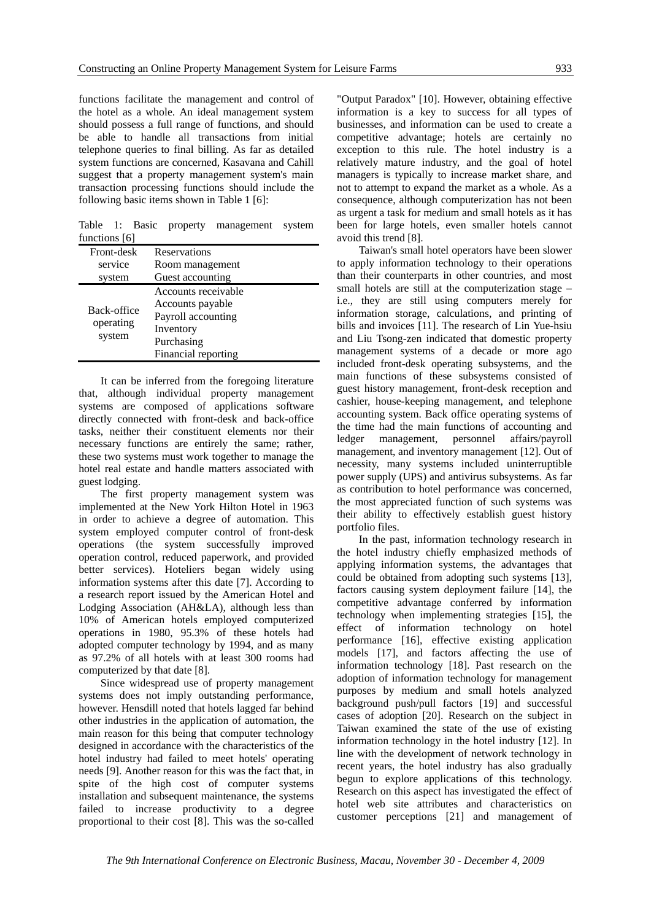functions facilitate the management and control of the hotel as a whole. An ideal management system should possess a full range of functions, and should be able to handle all transactions from initial telephone queries to final billing. As far as detailed system functions are concerned, Kasavana and Cahill suggest that a property management system's main transaction processing functions should include the following basic items shown in Table 1 [6]:

Table 1: Basic property management system functions [6]

| | |
|---|---|
| Front-desk service system | Reservations<br>Room management<br>Guest accounting |
| Back-office operating system | Accounts receivable<br>Accounts payable<br>Payroll accounting<br>Inventory<br>Purchasing<br>Financial reporting |

It can be inferred from the foregoing literature that, although individual property management systems are composed of applications software directly connected with front-desk and back-office tasks, neither their constituent elements nor their necessary functions are entirely the same; rather, these two systems must work together to manage the hotel real estate and handle matters associated with guest lodging.

The first property management system was implemented at the New York Hilton Hotel in 1963 in order to achieve a degree of automation. This system employed computer control of front-desk operations (the system successfully improved operation control, reduced paperwork, and provided better services). Hoteliers began widely using information systems after this date [7]. According to a research report issued by the American Hotel and Lodging Association (AH&LA), although less than 10% of American hotels employed computerized operations in 1980, 95.3% of these hotels had adopted computer technology by 1994, and as many as 97.2% of all hotels with at least 300 rooms had computerized by that date [8].

Since widespread use of property management systems does not imply outstanding performance, however. Hensdill noted that hotels lagged far behind other industries in the application of automation, the main reason for this being that computer technology designed in accordance with the characteristics of the hotel industry had failed to meet hotels' operating needs [9]. Another reason for this was the fact that, in spite of the high cost of computer systems installation and subsequent maintenance, the systems failed to increase productivity to a degree proportional to their cost [8]. This was the so-called "Output Paradox" [10]. However, obtaining effective information is a key to success for all types of businesses, and information can be used to create a competitive advantage; hotels are certainly no exception to this rule. The hotel industry is a relatively mature industry, and the goal of hotel managers is typically to increase market share, and not to attempt to expand the market as a whole. As a consequence, although computerization has not been as urgent a task for medium and small hotels as it has been for large hotels, even smaller hotels cannot avoid this trend [8].

Taiwan's small hotel operators have been slower to apply information technology to their operations than their counterparts in other countries, and most small hotels are still at the computerization stage – i.e., they are still using computers merely for information storage, calculations, and printing of bills and invoices [11]. The research of Lin Yue-hsiu and Liu Tsong-zen indicated that domestic property management systems of a decade or more ago included front-desk operating subsystems, and the main functions of these subsystems consisted of guest history management, front-desk reception and cashier, house-keeping management, and telephone accounting system. Back office operating systems of the time had the main functions of accounting and ledger management, personnel affairs/payroll management, and inventory management [12]. Out of necessity, many systems included uninterruptible power supply (UPS) and antivirus subsystems. As far as contribution to hotel performance was concerned, the most appreciated function of such systems was their ability to effectively establish guest history portfolio files.

In the past, information technology research in the hotel industry chiefly emphasized methods of applying information systems, the advantages that could be obtained from adopting such systems [13], factors causing system deployment failure [14], the competitive advantage conferred by information technology when implementing strategies [15], the effect of information technology on hotel performance [16], effective existing application models [17], and factors affecting the use of information technology [18]. Past research on the adoption of information technology for management purposes by medium and small hotels analyzed background push/pull factors [19] and successful cases of adoption [20]. Research on the subject in Taiwan examined the state of the use of existing information technology in the hotel industry [12]. In line with the development of network technology in recent years, the hotel industry has also gradually begun to explore applications of this technology. Research on this aspect has investigated the effect of hotel web site attributes and characteristics on customer perceptions [21] and management of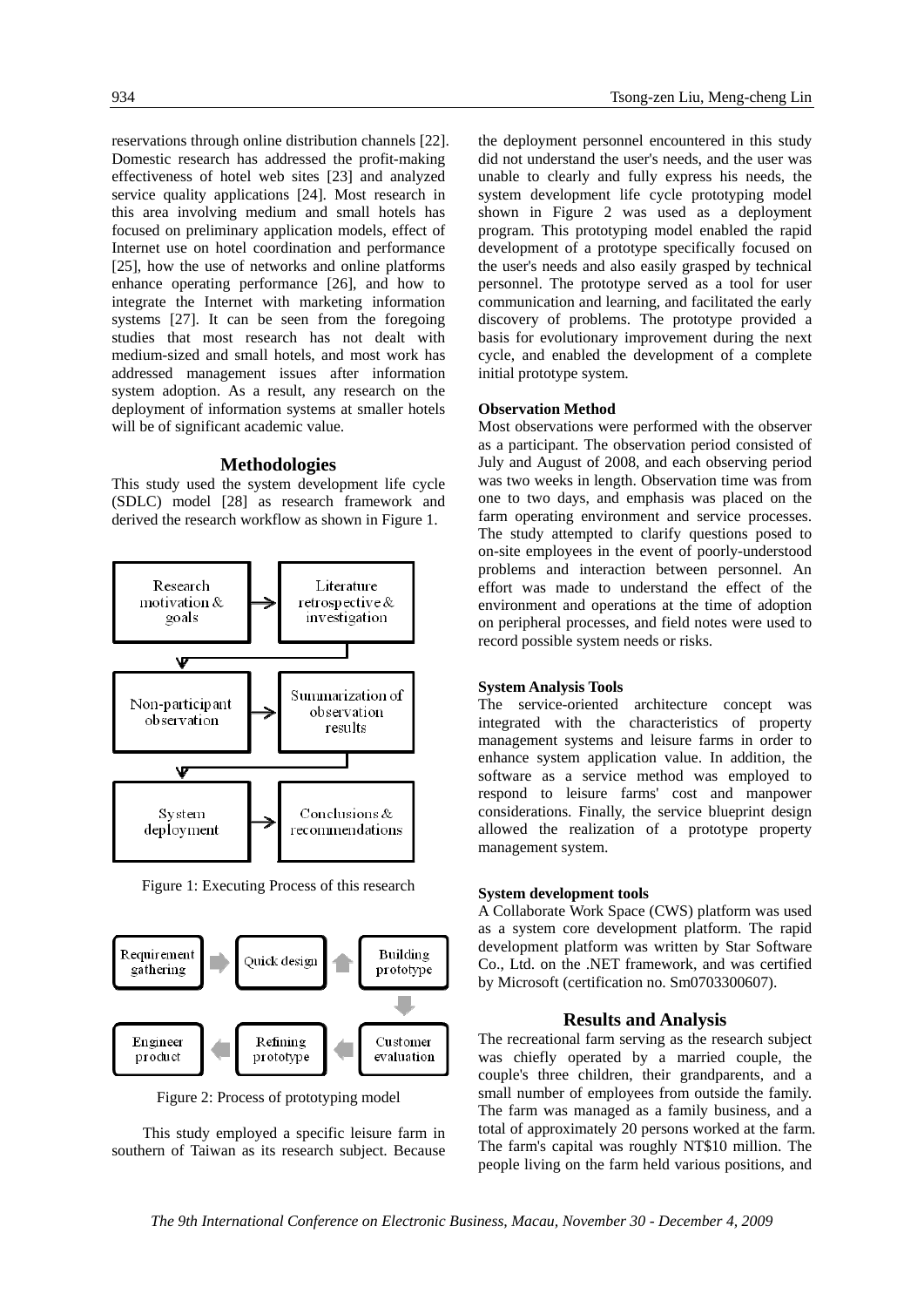reservations through online distribution channels [22]. Domestic research has addressed the profit-making effectiveness of hotel web sites [23] and analyzed service quality applications [24]. Most research in this area involving medium and small hotels has focused on preliminary application models, effect of Internet use on hotel coordination and performance [25], how the use of networks and online platforms enhance operating performance [26], and how to integrate the Internet with marketing information systems [27]. It can be seen from the foregoing studies that most research has not dealt with medium-sized and small hotels, and most work has addressed management issues after information system adoption. As a result, any research on the deployment of information systems at smaller hotels will be of significant academic value.

## Methodologies

This study used the system development life cycle (SDLC) model [28] as research framework and derived the research workflow as shown in Figure 1.

Research motivation & goals → Literature retrospective & investigation

Non-participant observation → Summarization of observation results

System deployment → Conclusions & recommendations

Figure 1: Executing Process of this research

Requirement gathering → Quick design → Building prototype → Customer evaluation → Refining prototype → Engineer product

Figure 2: Process of prototyping model

This study employed a specific leisure farm in southern of Taiwan as its research subject. Because the deployment personnel encountered in this study did not understand the user's needs, and the user was unable to clearly and fully express his needs, the system development life cycle prototyping model shown in Figure 2 was used as a deployment program. This prototyping model enabled the rapid development of a prototype specifically focused on the user's needs and also easily grasped by technical personnel. The prototype served as a tool for user communication and learning, and facilitated the early discovery of problems. The prototype provided a basis for evolutionary improvement during the next cycle, and enabled the development of a complete initial prototype system.

### Observation Method

Most observations were performed with the observer as a participant. The observation period consisted of July and August of 2008, and each observing period was two weeks in length. Observation time was from one to two days, and emphasis was placed on the farm operating environment and service processes. The study attempted to clarify questions posed to on-site employees in the event of poorly-understood problems and interaction between personnel. An effort was made to understand the effect of the environment and operations at the time of adoption on peripheral processes, and field notes were used to record possible system needs or risks.

### System Analysis Tools

The service-oriented architecture concept was integrated with the characteristics of property management systems and leisure farms in order to enhance system application value. In addition, the software as a service method was employed to respond to leisure farms' cost and manpower considerations. Finally, the service blueprint design allowed the realization of a prototype property management system.

### System development tools

A Collaborate Work Space (CWS) platform was used as a system core development platform. The rapid development platform was written by Star Software Co., Ltd. on the .NET framework, and was certified by Microsoft (certification no. Sm0703300607).

## Results and Analysis

The recreational farm serving as the research subject was chiefly operated by a married couple, the couple's three children, their grandparents, and a small number of employees from outside the family. The farm was managed as a family business, and a total of approximately 20 persons worked at the farm. The farm's capital was roughly NT$10 million. The people living on the farm held various positions, and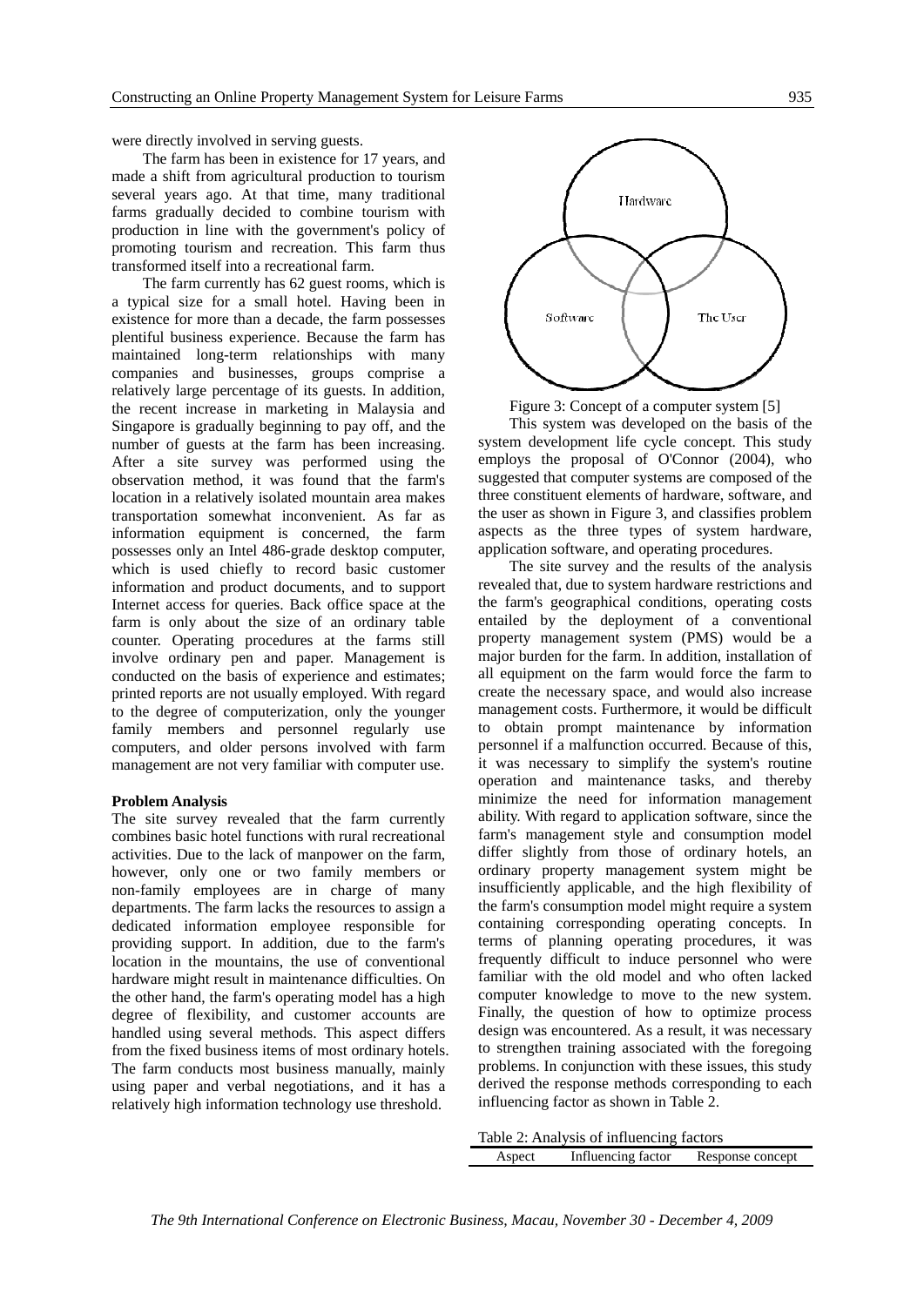were directly involved in serving guests.

The farm has been in existence for 17 years, and made a shift from agricultural production to tourism several years ago. At that time, many traditional farms gradually decided to combine tourism with production in line with the government's policy of promoting tourism and recreation. This farm thus transformed itself into a recreational farm.

The farm currently has 62 guest rooms, which is a typical size for a small hotel. Having been in existence for more than a decade, the farm possesses plentiful business experience. Because the farm has maintained long-term relationships with many companies and businesses, groups comprise a relatively large percentage of its guests. In addition, the recent increase in marketing in Malaysia and Singapore is gradually beginning to pay off, and the number of guests at the farm has been increasing. After a site survey was performed using the observation method, it was found that the farm's location in a relatively isolated mountain area makes transportation somewhat inconvenient. As far as information equipment is concerned, the farm possesses only an Intel 486-grade desktop computer, which is used chiefly to record basic customer information and product documents, and to support Internet access for queries. Back office space at the farm is only about the size of an ordinary table counter. Operating procedures at the farms still involve ordinary pen and paper. Management is conducted on the basis of experience and estimates; printed reports are not usually employed. With regard to the degree of computerization, only the younger family members and personnel regularly use computers, and older persons involved with farm management are not very familiar with computer use.

**Problem Analysis**

The site survey revealed that the farm currently combines basic hotel functions with rural recreational activities. Due to the lack of manpower on the farm, however, only one or two family members or non-family employees are in charge of many departments. The farm lacks the resources to assign a dedicated information employee responsible for providing support. In addition, due to the farm's location in the mountains, the use of conventional hardware might result in maintenance difficulties. On the other hand, the farm's operating model has a high degree of flexibility, and customer accounts are handled using several methods. This aspect differs from the fixed business items of most ordinary hotels. The farm conducts most business manually, mainly using paper and verbal negotiations, and it has a relatively high information technology use threshold.

Hardware

Software

The User

Figure 3: Concept of a computer system [5]

This system was developed on the basis of the system development life cycle concept. This study employs the proposal of O'Connor (2004), who suggested that computer systems are composed of the three constituent elements of hardware, software, and the user as shown in Figure 3, and classifies problem aspects as the three types of system hardware, application software, and operating procedures.

The site survey and the results of the analysis revealed that, due to system hardware restrictions and the farm's geographical conditions, operating costs entailed by the deployment of a conventional property management system (PMS) would be a major burden for the farm. In addition, installation of all equipment on the farm would force the farm to create the necessary space, and would also increase management costs. Furthermore, it would be difficult to obtain prompt maintenance by information personnel if a malfunction occurred. Because of this, it was necessary to simplify the system's routine operation and maintenance tasks, and thereby minimize the need for information management ability. With regard to application software, since the farm's management style and consumption model differ slightly from those of ordinary hotels, an ordinary property management system might be insufficiently applicable, and the high flexibility of the farm's consumption model might require a system containing corresponding operating concepts. In terms of planning operating procedures, it was frequently difficult to induce personnel who were familiar with the old model and who often lacked computer knowledge to move to the new system. Finally, the question of how to optimize process design was encountered. As a result, it was necessary to strengthen training associated with the foregoing problems. In conjunction with these issues, this study derived the response methods corresponding to each influencing factor as shown in Table 2.

Table 2: Analysis of influencing factors

| Aspect | Influencing factor | Response concept |
|---|---|---|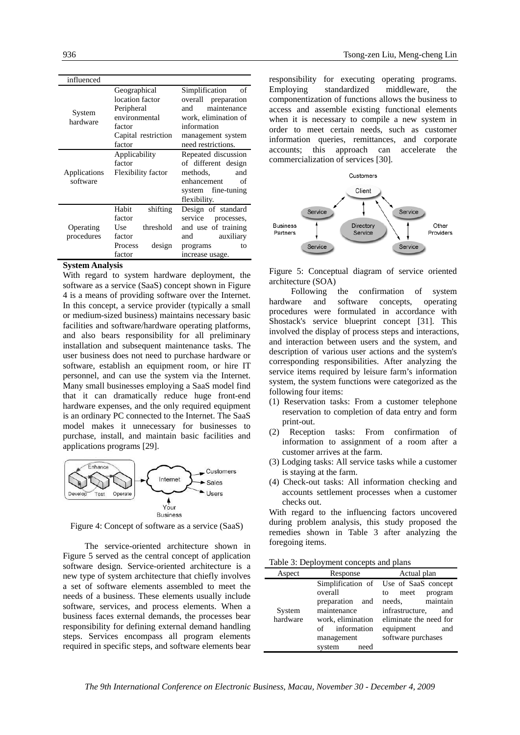| influenced | | |
|---|---|---|
| System hardware | Geographical location factor<br>Peripheral environmental factor<br>Capital restriction factor | Simplification of overall preparation and maintenance work, elimination of information management system need restrictions. |
| Applications software | Applicability factor<br>Flexibility factor | Repeated discussion of different design methods, and enhancement of system fine-tuning flexibility. |
| Operating procedures | Habit shifting factor<br>Use threshold factor<br>Process design factor | Design of standard service processes, and use of training and auxiliary programs to increase usage. |

**System Analysis**

With regard to system hardware deployment, the software as a service (SaaS) concept shown in Figure 4 is a means of providing software over the Internet. In this concept, a service provider (typically a small or medium-sized business) maintains necessary basic facilities and software/hardware operating platforms, and also bears responsibility for all preliminary installation and subsequent maintenance tasks. The user business does not need to purchase hardware or software, establish an equipment room, or hire IT personnel, and can use the system via the Internet. Many small businesses employing a SaaS model find that it can dramatically reduce huge front-end hardware expenses, and the only required equipment is an ordinary PC connected to the Internet. The SaaS model makes it unnecessary for businesses to purchase, install, and maintain basic facilities and applications programs [29].

Figure 4: Concept of software as a service (SaaS)

The service-oriented architecture shown in Figure 5 served as the central concept of application software design. Service-oriented architecture is a new type of system architecture that chiefly involves a set of software elements assembled to meet the needs of a business. These elements usually include software, services, and process elements. When a business faces external demands, the processes bear responsibility for defining external demand handling steps. Services encompass all program elements required in specific steps, and software elements bear responsibility for executing operating programs. Employing standardized middleware, the componentization of functions allows the business to access and assemble existing functional elements when it is necessary to compile a new system in order to meet certain needs, such as customer information queries, remittances, and corporate accounts; this approach can accelerate the commercialization of services [30].

Figure 5: Conceptual diagram of service oriented architecture (SOA)

Following the confirmation of system hardware and software concepts, operating procedures were formulated in accordance with Shostack's service blueprint concept [31]. This involved the display of process steps and interactions, and interaction between users and the system, and description of various user actions and the system's corresponding responsibilities. After analyzing the service items required by leisure farm's information system, the system functions were categorized as the following four items:

(1) Reservation tasks: From a customer telephone reservation to completion of data entry and form print-out.
(2) Reception tasks: From confirmation of information to assignment of a room after a customer arrives at the farm.
(3) Lodging tasks: All service tasks while a customer is staying at the farm.
(4) Check-out tasks: All information checking and accounts settlement processes when a customer checks out.

With regard to the influencing factors uncovered during problem analysis, this study proposed the remedies shown in Table 3 after analyzing the foregoing items.

Table 3: Deployment concepts and plans

| Aspect | Response | Actual plan |
|---|---|---|
| System hardware | Simplification of overall preparation and maintenance work, elimination of information management system need | Use of SaaS concept to meet program needs, maintain infrastructure, and eliminate the need for equipment and software purchases |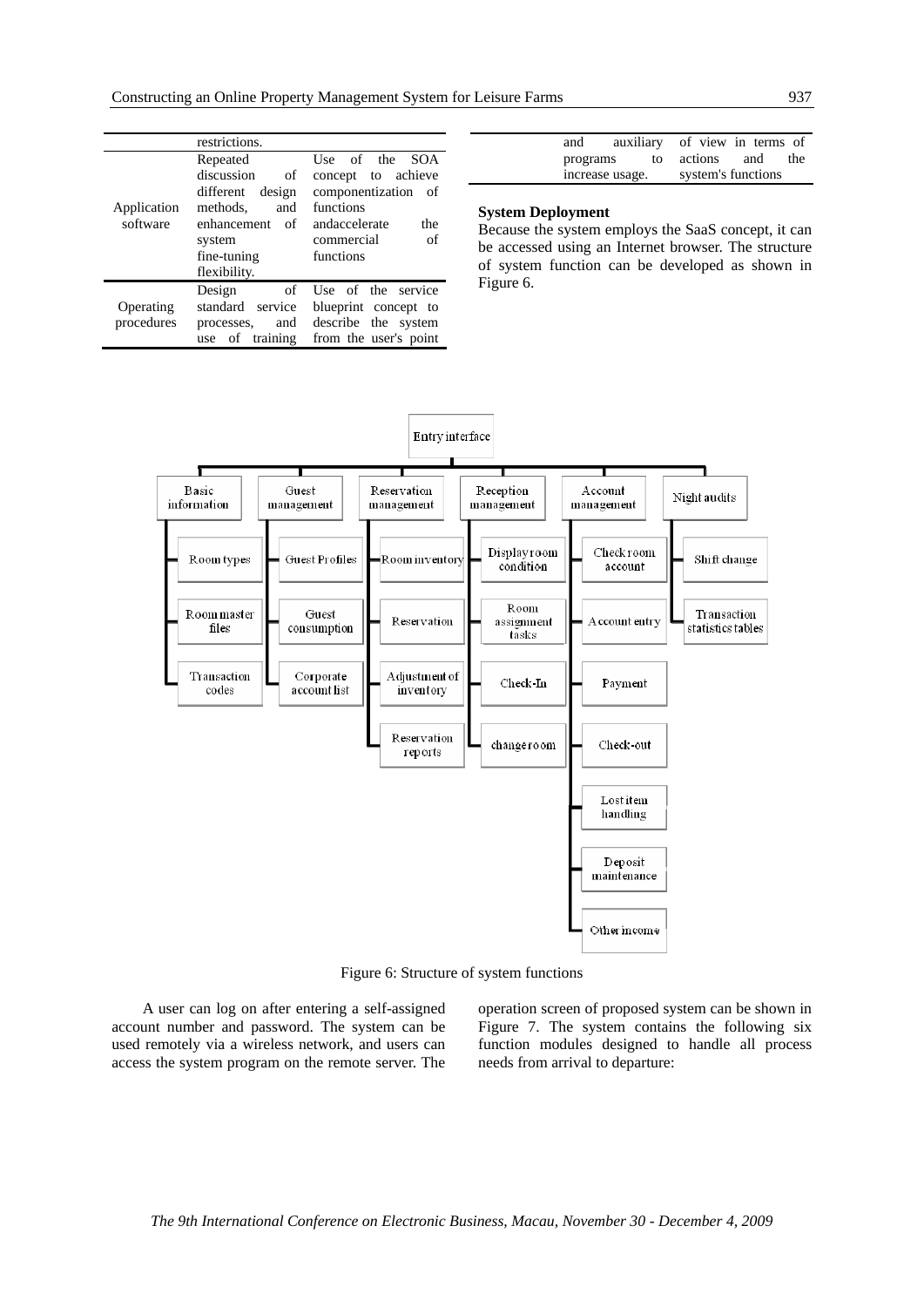| | | |
|---|---|---|
| | restrictions. | |
| Application software | Repeated discussion of different design methods, and enhancement of system fine-tuning flexibility. | Use of the SOA concept to achieve componentization of functions andaccelerate the commercial of functions |
| Operating procedures | Design of standard service processes, and use of training and auxiliary programs to increase usage. | Use of the service blueprint concept to describe the system from the user's point of view in terms of actions and the system's functions |

**System Deployment**

Because the system employs the SaaS concept, it can be accessed using an Internet browser. The structure of system function can be developed as shown in Figure 6.

- Entry interface
  - Basic information
    - Room types
    - Room master files
    - Transaction codes
  - Guest management
    - Guest Profiles
    - Guest consumption
    - Corporate account list
  - Reservation management
    - Room inventory
    - Reservation
    - Adjustment of inventory
    - Reservation reports
  - Reception management
    - Display room condition
    - Room assignment tasks
    - Check-In
    - change room
  - Account management
    - Check room account
    - Account entry
    - Payment
    - Check-out
    - Lost item handling
    - Deposit maintenance
    - Other income
  - Night audits
    - Shift change
    - Transaction statistics tables

Figure 6: Structure of system functions

A user can log on after entering a self-assigned account number and password. The system can be used remotely via a wireless network, and users can access the system program on the remote server. The operation screen of proposed system can be shown in Figure 7. The system contains the following six function modules designed to handle all process needs from arrival to departure: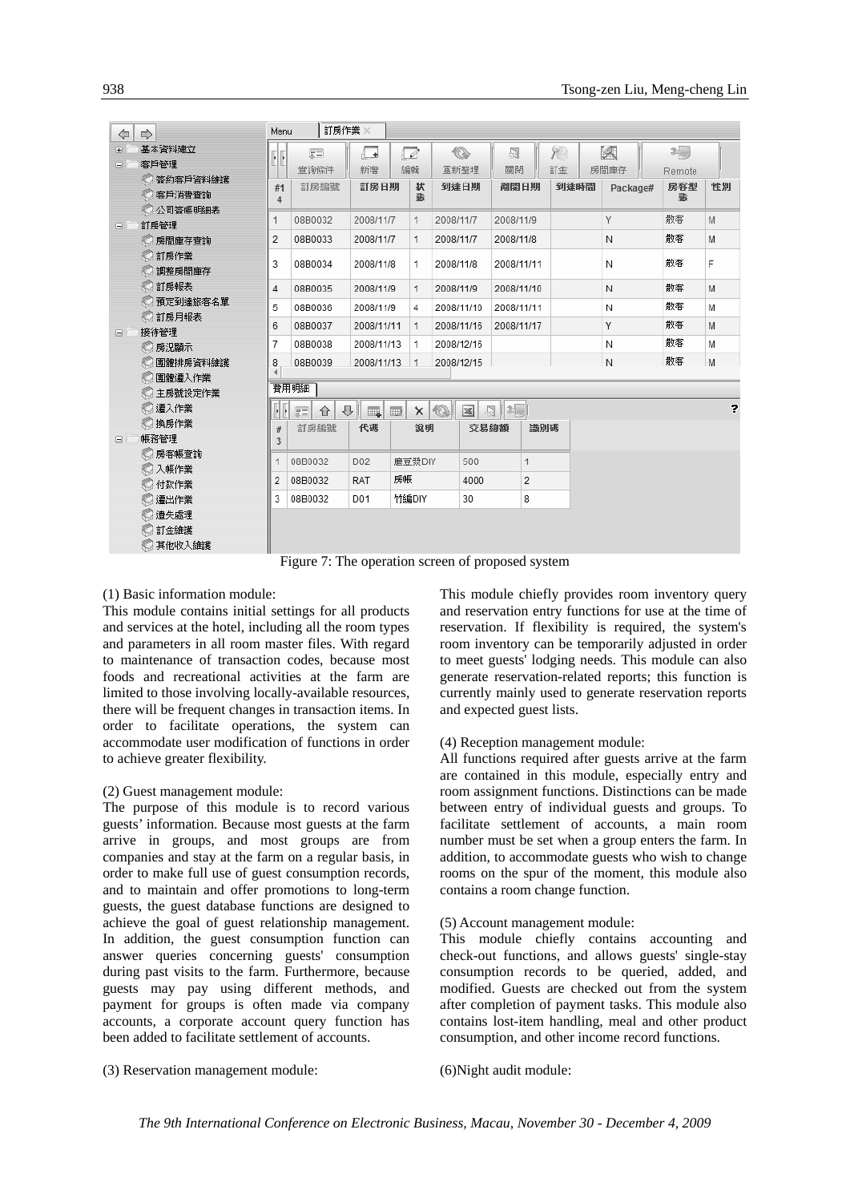| # 4 | 訂房編號 | 訂房日期 | 狀態 | 到達日期 | 離開日期 | 到達時間 | Package# | 房客型態 | 性別 |
|---|---|---|---|---|---|---|---|---|---|
| 1 | 08B0032 | 2008/11/7 | 1 | 2008/11/7 | 2008/11/9 | | Y | 散客 | M |
| 2 | 08B0033 | 2008/11/7 | 1 | 2008/11/7 | 2008/11/8 | | N | 散客 | M |
| 3 | 08B0034 | 2008/11/8 | 1 | 2008/11/8 | 2008/11/11 | | N | 散客 | F |
| 4 | 08B0035 | 2008/11/9 | 1 | 2008/11/9 | 2008/11/10 | | N | 散客 | M |
| 5 | 08B0036 | 2008/11/9 | 4 | 2008/11/10 | 2008/11/11 | | N | 散客 | M |
| 6 | 08B0037 | 2008/11/11 | 1 | 2008/11/16 | 2008/11/17 | | Y | 散客 | M |
| 7 | 08B0038 | 2008/11/13 | 1 | 2008/12/16 | | | N | 散客 | M |
| 8 | 08B0039 | 2008/11/13 | 1 | 2008/12/15 | | | N | 散客 | M |

費用明細

| # 3 | 訂房編號 | 代碼 | 說明 | 交易總額 | 識別碼 |
|---|---|---|---|---|---|
| 1 | 08B0032 | D02 | 磨豆漿DIY | 500 | 1 |
| 2 | 08B0032 | RAT | 房帳 | 4000 | 2 |
| 3 | 08B0032 | D01 | 竹編DIY | 30 | 8 |

Figure 7: The operation screen of proposed system

(1) Basic information module:
This module contains initial settings for all products and services at the hotel, including all the room types and parameters in all room master files. With regard to maintenance of transaction codes, because most foods and recreational activities at the farm are limited to those involving locally-available resources, there will be frequent changes in transaction items. In order to facilitate operations, the system can accommodate user modification of functions in order to achieve greater flexibility.

(2) Guest management module:
The purpose of this module is to record various guests' information. Because most guests at the farm arrive in groups, and most groups are from companies and stay at the farm on a regular basis, in order to make full use of guest consumption records, and to maintain and offer promotions to long-term guests, the guest database functions are designed to achieve the goal of guest relationship management. In addition, the guest consumption function can answer queries concerning guests' consumption during past visits to the farm. Furthermore, because guests may pay using different methods, and payment for groups is often made via company accounts, a corporate account query function has been added to facilitate settlement of accounts.

(3) Reservation management module:
This module chiefly provides room inventory query and reservation entry functions for use at the time of reservation. If flexibility is required, the system's room inventory can be temporarily adjusted in order to meet guests' lodging needs. This module can also generate reservation-related reports; this function is currently mainly used to generate reservation reports and expected guest lists.

(4) Reception management module:
All functions required after guests arrive at the farm are contained in this module, especially entry and room assignment functions. Distinctions can be made between entry of individual guests and groups. To facilitate settlement of accounts, a main room number must be set when a group enters the farm. In addition, to accommodate guests who wish to change rooms on the spur of the moment, this module also contains a room change function.

(5) Account management module:
This module chiefly contains accounting and check-out functions, and allows guests' single-stay consumption records to be queried, added, and modified. Guests are checked out from the system after completion of payment tasks. This module also contains lost-item handling, meal and other product consumption, and other income record functions.

(6)Night audit module: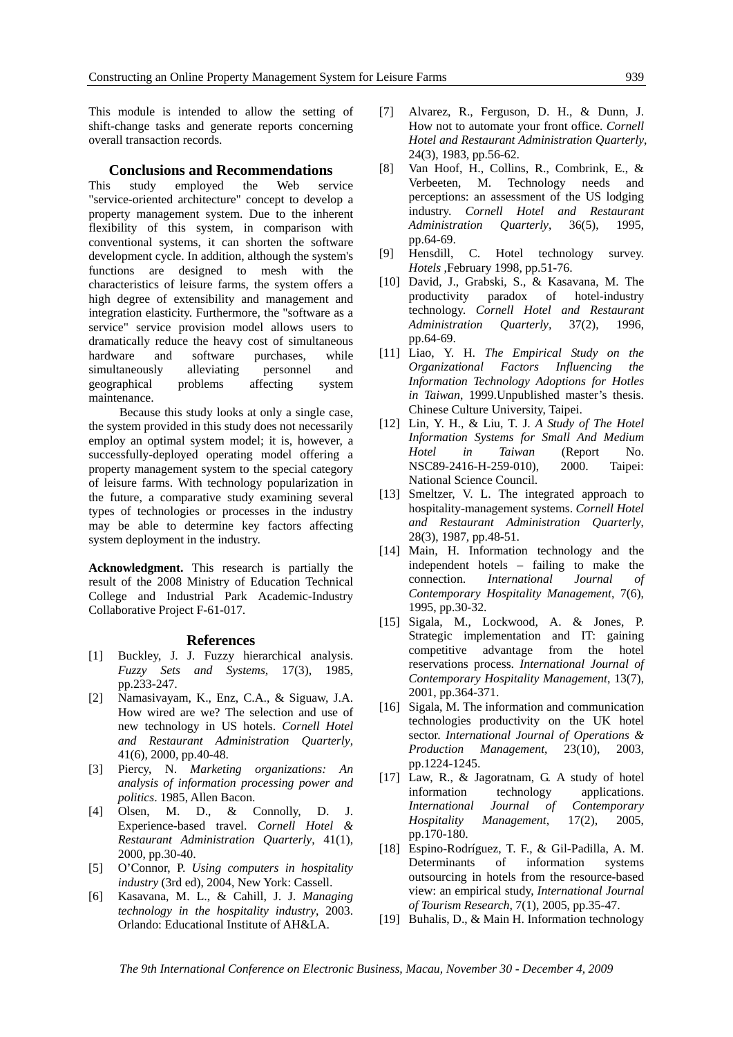This module is intended to allow the setting of shift-change tasks and generate reports concerning overall transaction records.

## Conclusions and Recommendations

This study employed the Web service "service-oriented architecture" concept to develop a property management system. Due to the inherent flexibility of this system, in comparison with conventional systems, it can shorten the software development cycle. In addition, although the system's functions are designed to mesh with the characteristics of leisure farms, the system offers a high degree of extensibility and management and integration elasticity. Furthermore, the "software as a service" service provision model allows users to dramatically reduce the heavy cost of simultaneous hardware and software purchases, while simultaneously alleviating personnel and geographical problems affecting system maintenance.

Because this study looks at only a single case, the system provided in this study does not necessarily employ an optimal system model; it is, however, a successfully-deployed operating model offering a property management system to the special category of leisure farms. With technology popularization in the future, a comparative study examining several types of technologies or processes in the industry may be able to determine key factors affecting system deployment in the industry.

**Acknowledgment.** This research is partially the result of the 2008 Ministry of Education Technical College and Industrial Park Academic-Industry Collaborative Project F-61-017.

## References

- [1] Buckley, J. J. Fuzzy hierarchical analysis. *Fuzzy Sets and Systems*, 17(3), 1985, pp.233-247.
- [2] Namasivayam, K., Enz, C.A., & Siguaw, J.A. How wired are we? The selection and use of new technology in US hotels. *Cornell Hotel and Restaurant Administration Quarterly*, 41(6), 2000, pp.40-48.
- [3] Piercy, N. *Marketing organizations: An analysis of information processing power and politics*. 1985, Allen Bacon.
- [4] Olsen, M. D., & Connolly, D. J. Experience-based travel. *Cornell Hotel & Restaurant Administration Quarterly*, 41(1), 2000, pp.30-40.
- [5] O'Connor, P. *Using computers in hospitality industry* (3rd ed), 2004, New York: Cassell.
- [6] Kasavana, M. L., & Cahill, J. J. *Managing technology in the hospitality industry*, 2003. Orlando: Educational Institute of AH&LA.
- [7] Alvarez, R., Ferguson, D. H., & Dunn, J. How not to automate your front office. *Cornell Hotel and Restaurant Administration Quarterly*, 24(3), 1983, pp.56-62.
- [8] Van Hoof, H., Collins, R., Combrink, E., & Verbeeten, M. Technology needs and perceptions: an assessment of the US lodging industry. *Cornell Hotel and Restaurant Administration Quarterly*, 36(5), 1995, pp.64-69.
- [9] Hensdill, C. Hotel technology survey. *Hotels* ,February 1998, pp.51-76.
- [10] David, J., Grabski, S., & Kasavana, M. The productivity paradox of hotel-industry technology. *Cornell Hotel and Restaurant Administration Quarterly*, 37(2), 1996, pp.64-69.
- [11] Liao, Y. H. *The Empirical Study on the Organizational Factors Influencing the Information Technology Adoptions for Hotles in Taiwan*, 1999.Unpublished master's thesis. Chinese Culture University, Taipei.
- [12] Lin, Y. H., & Liu, T. J. *A Study of The Hotel Information Systems for Small And Medium Hotel in Taiwan* (Report No. NSC89-2416-H-259-010), 2000. Taipei: National Science Council.
- [13] Smeltzer, V. L. The integrated approach to hospitality-management systems. *Cornell Hotel and Restaurant Administration Quarterly*, 28(3), 1987, pp.48-51.
- [14] Main, H. Information technology and the independent hotels – failing to make the connection. *International Journal of Contemporary Hospitality Management*, 7(6), 1995, pp.30-32.
- [15] Sigala, M., Lockwood, A. & Jones, P. Strategic implementation and IT: gaining competitive advantage from the hotel reservations process. *International Journal of Contemporary Hospitality Management*, 13(7), 2001, pp.364-371.
- [16] Sigala, M. The information and communication technologies productivity on the UK hotel sector. *International Journal of Operations & Production Management*, 23(10), 2003, pp.1224-1245.
- [17] Law, R., & Jagoratnam, G. A study of hotel information technology applications. *International Journal of Contemporary Hospitality Management*, 17(2), 2005, pp.170-180.
- [18] Espino-Rodríguez, T. F., & Gil-Padilla, A. M. Determinants of information systems outsourcing in hotels from the resource-based view: an empirical study, *International Journal of Tourism Research*, 7(1), 2005, pp.35-47.
- [19] Buhalis, D., & Main H. Information technology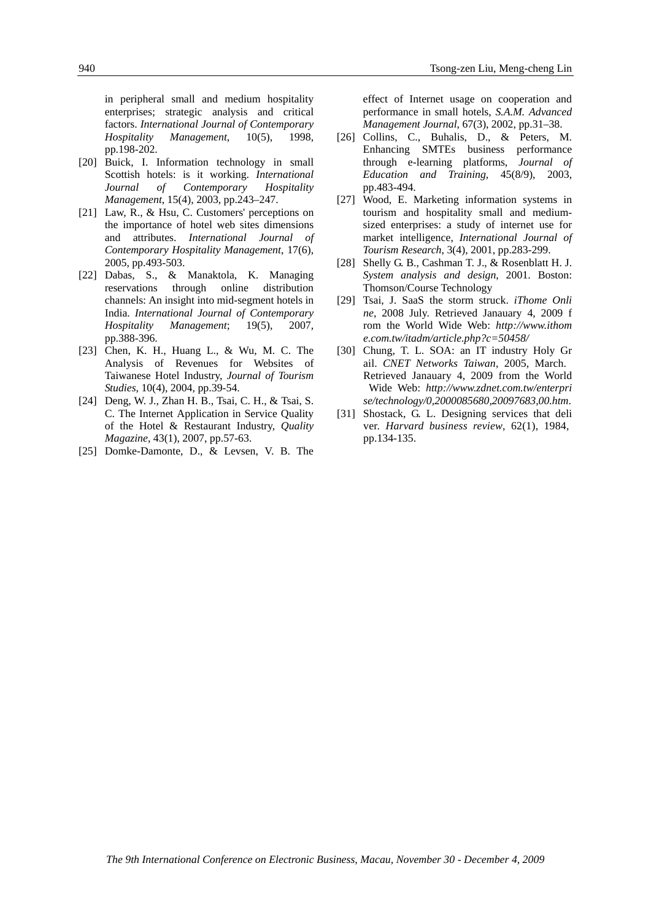in peripheral small and medium hospitality enterprises; strategic analysis and critical factors. *International Journal of Contemporary Hospitality Management*, 10(5), 1998, pp.198-202.

[20] Buick, I. Information technology in small Scottish hotels: is it working. *International Journal of Contemporary Hospitality Management*, 15(4), 2003, pp.243–247.

[21] Law, R., & Hsu, C. Customers' perceptions on the importance of hotel web sites dimensions and attributes. *International Journal of Contemporary Hospitality Management*, 17(6), 2005, pp.493-503.

[22] Dabas, S., & Manaktola, K. Managing reservations through online distribution channels: An insight into mid-segment hotels in India. *International Journal of Contemporary Hospitality Management*; 19(5), 2007, pp.388-396.

[23] Chen, K. H., Huang L., & Wu, M. C. The Analysis of Revenues for Websites of Taiwanese Hotel Industry, *Journal of Tourism Studies*, 10(4), 2004, pp.39-54.

[24] Deng, W. J., Zhan H. B., Tsai, C. H., & Tsai, S. C. The Internet Application in Service Quality of the Hotel & Restaurant Industry, *Quality Magazine*, 43(1), 2007, pp.57-63.

[25] Domke-Damonte, D., & Levsen, V. B. The effect of Internet usage on cooperation and performance in small hotels, *S.A.M. Advanced Management Journal*, 67(3), 2002, pp.31–38.

[26] Collins, C., Buhalis, D., & Peters, M. Enhancing SMTEs business performance through e-learning platforms, *Journal of Education and Training*, 45(8/9), 2003, pp.483-494.

[27] Wood, E. Marketing information systems in tourism and hospitality small and medium-sized enterprises: a study of internet use for market intelligence, *International Journal of Tourism Research*, 3(4), 2001, pp.283-299.

[28] Shelly G. B., Cashman T. J., & Rosenblatt H. J. *System analysis and design*, 2001. Boston: Thomson/Course Technology

[29] Tsai, J. SaaS the storm struck. *iThome Onli ne*, 2008 July. Retrieved Janauary 4, 2009 f rom the World Wide Web: *http://www.ithom e.com.tw/itadm/article.php?c=50458/*

[30] Chung, T. L. SOA: an IT industry Holy Gr ail. *CNET Networks Taiwan*, 2005, March. Retrieved Janauary 4, 2009 from the World Wide Web: *http://www.zdnet.com.tw/enterpri se/technology/0,2000085680,20097683,00.htm*.

[31] Shostack, G. L. Designing services that deli ver. *Harvard business review*, 62(1), 1984, pp.134-135.